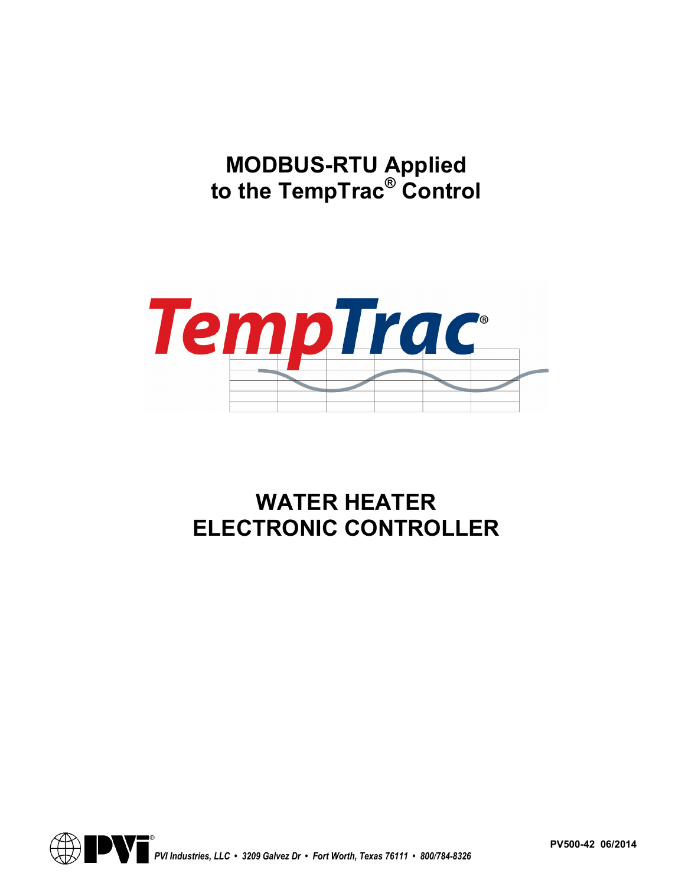# MODBUS-RTU Applied to the TempTrac® Control

TempTrac®

# WATER HEATER ELECTRONIC CONTROLLER

PVI®

*PVI Industries, LLC • 3209 Galvez Dr • Fort Worth, Texas 76111 • 800/784-8326*

**PV500-42 06/2014**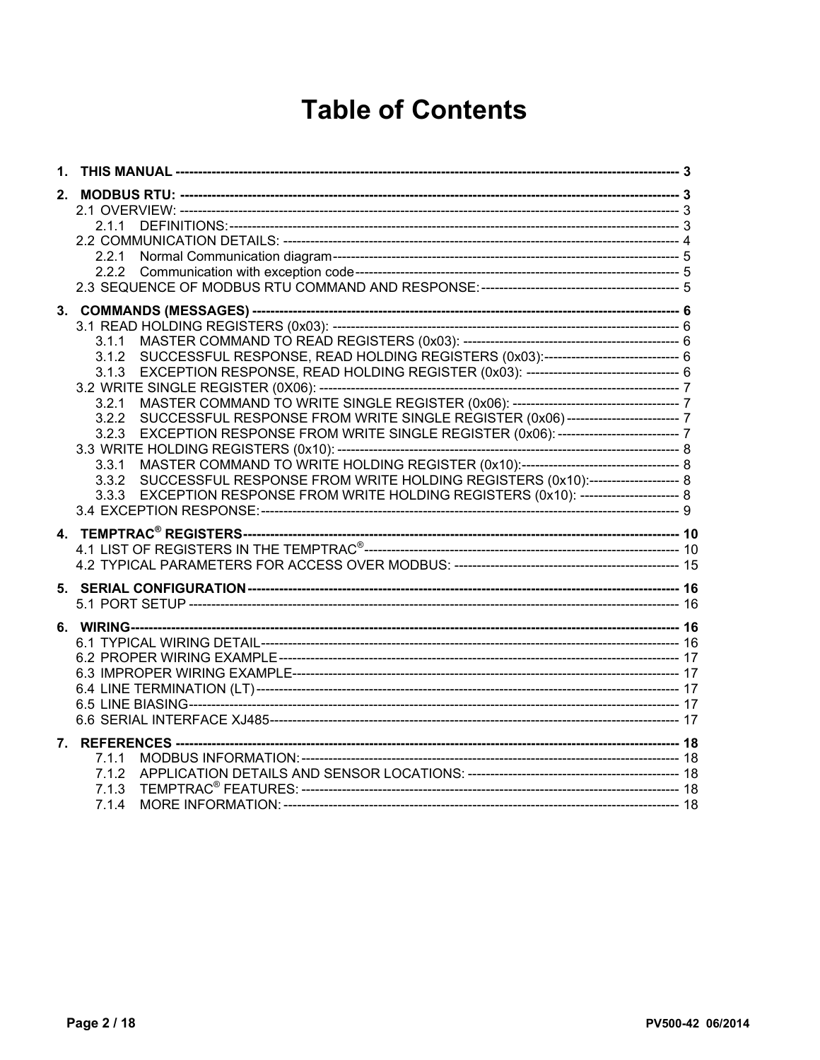# Table of Contents

**1. THIS MANUAL** ---------------------------------------------------------------------------------------------------------- **3**

**2. MODBUS RTU:** --------------------------------------------------------------------------------------------------------- **3**

2.1 OVERVIEW: ---------------------------------------------------------------------------------------------------------- 3

2.1.1 DEFINITIONS: ---------------------------------------------------------------------------------------------------- 3

2.2 COMMUNICATION DETAILS: --------------------------------------------------------------------------------------- 4

2.2.1 Normal Communication diagram --------------------------------------------------------------------------- 5

2.2.2 Communication with exception code --------------------------------------------------------------------- 5

2.3 SEQUENCE OF MODBUS RTU COMMAND AND RESPONSE: ------------------------------------------- 5

**3. COMMANDS (MESSAGES)** ----------------------------------------------------------------------------------------- **6**

3.1 READ HOLDING REGISTERS (0x03): ---------------------------------------------------------------------------- 6

3.1.1 MASTER COMMAND TO READ REGISTERS (0x03): ----------------------------------------------- 6

3.1.2 SUCCESSFUL RESPONSE, READ HOLDING REGISTERS (0x03): ---------------------------- 6

3.1.3 EXCEPTION RESPONSE, READ HOLDING REGISTER (0x03): ------------------------------- 6

3.2 WRITE SINGLE REGISTER (0X06): -------------------------------------------------------------------------------- 7

3.2.1 MASTER COMMAND TO WRITE SINGLE REGISTER (0x06): ------------------------------------ 7

3.2.2 SUCCESSFUL RESPONSE FROM WRITE SINGLE REGISTER (0x06) ------------------------ 7

3.2.3 EXCEPTION RESPONSE FROM WRITE SINGLE REGISTER (0x06): ------------------------ 7

3.3 WRITE HOLDING REGISTERS (0x10): ---------------------------------------------------------------------------- 8

3.3.1 MASTER COMMAND TO WRITE HOLDING REGISTER (0x10): ---------------------------------- 8

3.3.2 SUCCESSFUL RESPONSE FROM WRITE HOLDING REGISTERS (0x10): ------------------ 8

3.3.3 EXCEPTION RESPONSE FROM WRITE HOLDING REGISTERS (0x10): -------------------- 8

3.4 EXCEPTION RESPONSE: -------------------------------------------------------------------------------------------- 9

**4. TEMPTRAC® REGISTERS** ----------------------------------------------------------------------------------------- **10**

4.1 LIST OF REGISTERS IN THE TEMPTRAC® ---------------------------------------------------------------------- 10

4.2 TYPICAL PARAMETERS FOR ACCESS OVER MODBUS: ------------------------------------------------ 15

**5. SERIAL CONFIGURATION** --------------------------------------------------------------------------------------- **16**

5.1 PORT SETUP -------------------------------------------------------------------------------------------------------------- 16

**6. WIRING** ----------------------------------------------------------------------------------------------------------------- **16**

6.1 TYPICAL WIRING DETAIL -------------------------------------------------------------------------------------------- 16

6.2 PROPER WIRING EXAMPLE ----------------------------------------------------------------------------------------- 17

6.3 IMPROPER WIRING EXAMPLE -------------------------------------------------------------------------------------- 17

6.4 LINE TERMINATION (LT) --------------------------------------------------------------------------------------------- 17

6.5 LINE BIASING ------------------------------------------------------------------------------------------------------------ 17

6.6 SERIAL INTERFACE XJ485 ------------------------------------------------------------------------------------------ 17

**7. REFERENCES** ------------------------------------------------------------------------------------------------------- **18**

7.1.1 MODBUS INFORMATION: ------------------------------------------------------------------------------------ 18

7.1.2 APPLICATION DETAILS AND SENSOR LOCATIONS: ---------------------------------------------- 18

7.1.3 TEMPTRAC® FEATURES: ------------------------------------------------------------------------------------ 18

7.1.4 MORE INFORMATION: ---------------------------------------------------------------------------------------- 18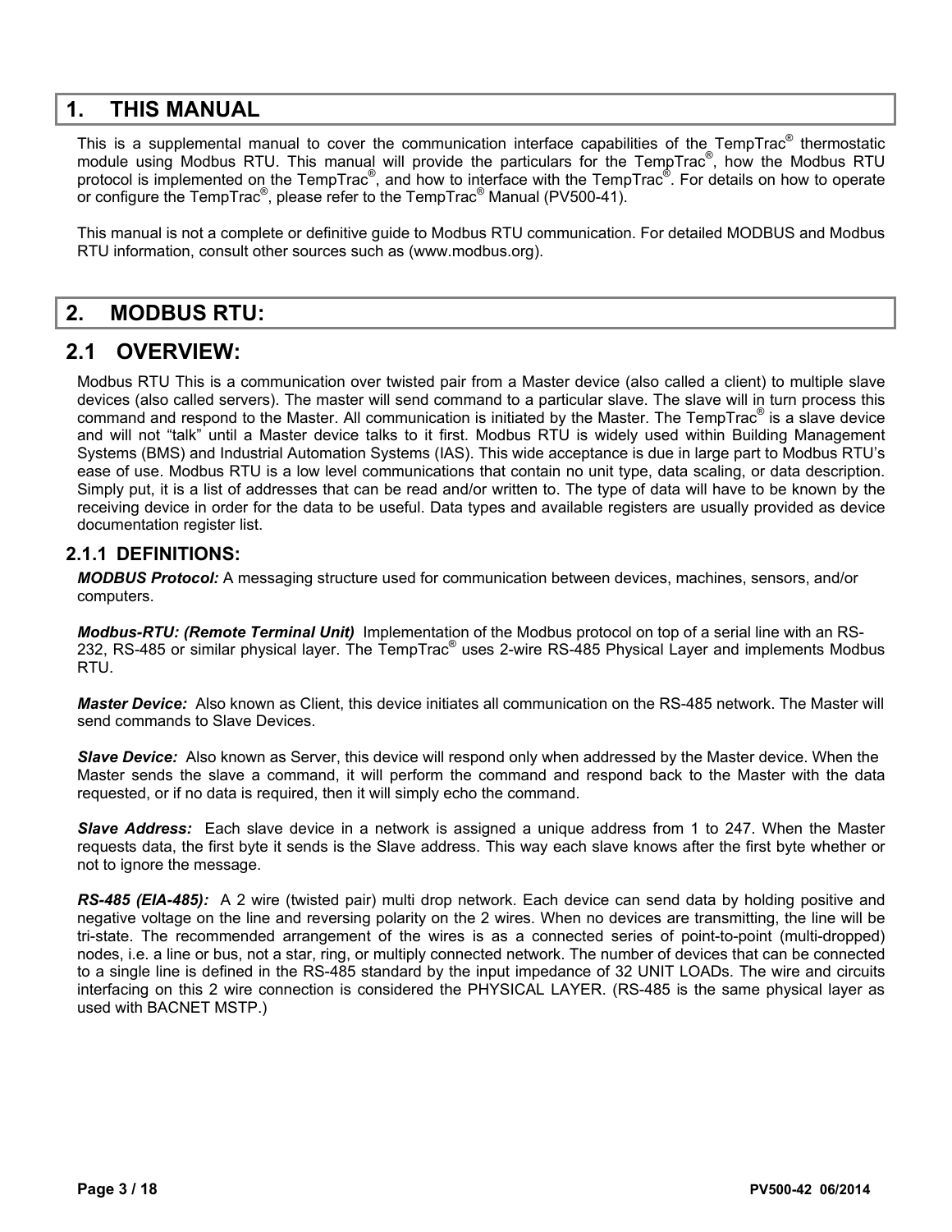# 1. THIS MANUAL

This is a supplemental manual to cover the communication interface capabilities of the TempTrac® thermostatic module using Modbus RTU. This manual will provide the particulars for the TempTrac®, how the Modbus RTU protocol is implemented on the TempTrac®, and how to interface with the TempTrac®. For details on how to operate or configure the TempTrac®, please refer to the TempTrac® Manual (PV500-41).

This manual is not a complete or definitive guide to Modbus RTU communication. For detailed MODBUS and Modbus RTU information, consult other sources such as (www.modbus.org).

# 2. MODBUS RTU:

## 2.1 OVERVIEW:

Modbus RTU This is a communication over twisted pair from a Master device (also called a client) to multiple slave devices (also called servers). The master will send command to a particular slave. The slave will in turn process this command and respond to the Master. All communication is initiated by the Master. The TempTrac® is a slave device and will not "talk" until a Master device talks to it first. Modbus RTU is widely used within Building Management Systems (BMS) and Industrial Automation Systems (IAS). This wide acceptance is due in large part to Modbus RTU's ease of use. Modbus RTU is a low level communications that contain no unit type, data scaling, or data description. Simply put, it is a list of addresses that can be read and/or written to. The type of data will have to be known by the receiving device in order for the data to be useful. Data types and available registers are usually provided as device documentation register list.

### 2.1.1 DEFINITIONS:

***MODBUS Protocol:*** A messaging structure used for communication between devices, machines, sensors, and/or computers.

***Modbus-RTU: (Remote Terminal Unit)*** Implementation of the Modbus protocol on top of a serial line with an RS-232, RS-485 or similar physical layer. The TempTrac® uses 2-wire RS-485 Physical Layer and implements Modbus RTU.

***Master Device:*** Also known as Client, this device initiates all communication on the RS-485 network. The Master will send commands to Slave Devices.

***Slave Device:*** Also known as Server, this device will respond only when addressed by the Master device. When the Master sends the slave a command, it will perform the command and respond back to the Master with the data requested, or if no data is required, then it will simply echo the command.

***Slave Address:*** Each slave device in a network is assigned a unique address from 1 to 247. When the Master requests data, the first byte it sends is the Slave address. This way each slave knows after the first byte whether or not to ignore the message.

***RS-485 (EIA-485):*** A 2 wire (twisted pair) multi drop network. Each device can send data by holding positive and negative voltage on the line and reversing polarity on the 2 wires. When no devices are transmitting, the line will be tri-state. The recommended arrangement of the wires is as a connected series of point-to-point (multi-dropped) nodes, i.e. a line or bus, not a star, ring, or multiply connected network. The number of devices that can be connected to a single line is defined in the RS-485 standard by the input impedance of 32 UNIT LOADs. The wire and circuits interfacing on this 2 wire connection is considered the PHYSICAL LAYER. (RS-485 is the same physical layer as used with BACNET MSTP.)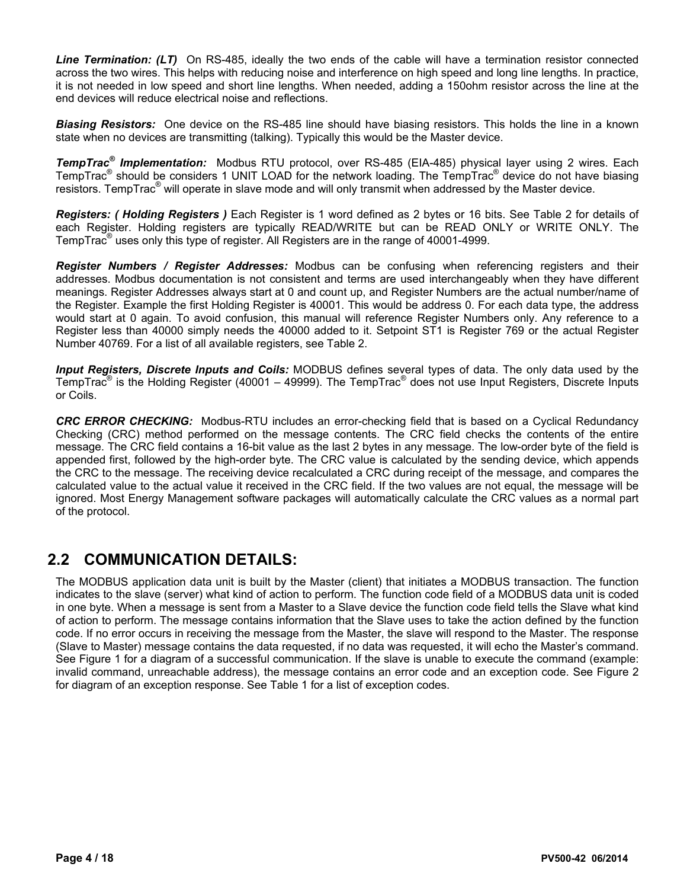***Line Termination: (LT)*** On RS-485, ideally the two ends of the cable will have a termination resistor connected across the two wires. This helps with reducing noise and interference on high speed and long line lengths. In practice, it is not needed in low speed and short line lengths. When needed, adding a 150ohm resistor across the line at the end devices will reduce electrical noise and reflections.

***Biasing Resistors:*** One device on the RS-485 line should have biasing resistors. This holds the line in a known state when no devices are transmitting (talking). Typically this would be the Master device.

***TempTrac® Implementation:*** Modbus RTU protocol, over RS-485 (EIA-485) physical layer using 2 wires. Each TempTrac® should be considers 1 UNIT LOAD for the network loading. The TempTrac® device do not have biasing resistors. TempTrac® will operate in slave mode and will only transmit when addressed by the Master device.

***Registers: ( Holding Registers )*** Each Register is 1 word defined as 2 bytes or 16 bits. See Table 2 for details of each Register. Holding registers are typically READ/WRITE but can be READ ONLY or WRITE ONLY. The TempTrac® uses only this type of register. All Registers are in the range of 40001-4999.

***Register Numbers / Register Addresses:*** Modbus can be confusing when referencing registers and their addresses. Modbus documentation is not consistent and terms are used interchangeably when they have different meanings. Register Addresses always start at 0 and count up, and Register Numbers are the actual number/name of the Register. Example the first Holding Register is 40001. This would be address 0. For each data type, the address would start at 0 again. To avoid confusion, this manual will reference Register Numbers only. Any reference to a Register less than 40000 simply needs the 40000 added to it. Setpoint ST1 is Register 769 or the actual Register Number 40769. For a list of all available registers, see Table 2.

***Input Registers, Discrete Inputs and Coils:*** MODBUS defines several types of data. The only data used by the TempTrac® is the Holding Register (40001 – 49999). The TempTrac® does not use Input Registers, Discrete Inputs or Coils.

***CRC ERROR CHECKING:*** Modbus-RTU includes an error-checking field that is based on a Cyclical Redundancy Checking (CRC) method performed on the message contents. The CRC field checks the contents of the entire message. The CRC field contains a 16-bit value as the last 2 bytes in any message. The low-order byte of the field is appended first, followed by the high-order byte. The CRC value is calculated by the sending device, which appends the CRC to the message. The receiving device recalculated a CRC during receipt of the message, and compares the calculated value to the actual value it received in the CRC field. If the two values are not equal, the message will be ignored. Most Energy Management software packages will automatically calculate the CRC values as a normal part of the protocol.

## 2.2 COMMUNICATION DETAILS:

The MODBUS application data unit is built by the Master (client) that initiates a MODBUS transaction. The function indicates to the slave (server) what kind of action to perform. The function code field of a MODBUS data unit is coded in one byte. When a message is sent from a Master to a Slave device the function code field tells the Slave what kind of action to perform. The message contains information that the Slave uses to take the action defined by the function code. If no error occurs in receiving the message from the Master, the slave will respond to the Master. The response (Slave to Master) message contains the data requested, if no data was requested, it will echo the Master's command. See Figure 1 for a diagram of a successful communication. If the slave is unable to execute the command (example: invalid command, unreachable address), the message contains an error code and an exception code. See Figure 2 for diagram of an exception response. See Table 1 for a list of exception codes.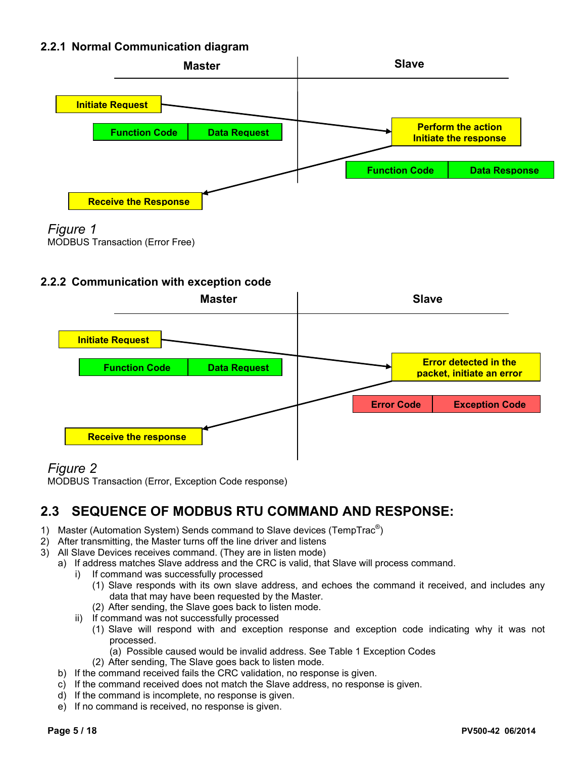### 2.2.1 Normal Communication diagram

| Master | Slave |
|---|---|
| Initiate Request → | |
| Function Code \| Data Request | |
| | Perform the action Initiate the response |
| | Function Code \| Data Response |
| ← Receive the Response | |

*Figure 1*
MODBUS Transaction (Error Free)

### 2.2.2 Communication with exception code

| Master | Slave |
|---|---|
| Initiate Request → | |
| Function Code \| Data Request | |
| | Error detected in the packet, initiate an error |
| | Error Code \| Exception Code |
| ← Receive the response | |

*Figure 2*
MODBUS Transaction (Error, Exception Code response)

## 2.3 SEQUENCE OF MODBUS RTU COMMAND AND RESPONSE:

1) Master (Automation System) Sends command to Slave devices (TempTrac®)
2) After transmitting, the Master turns off the line driver and listens
3) All Slave Devices receives command. (They are in listen mode)
   a) If address matches Slave address and the CRC is valid, that Slave will process command.
      i) If command was successfully processed
         (1) Slave responds with its own slave address, and echoes the command it received, and includes any data that may have been requested by the Master.
         (2) After sending, the Slave goes back to listen mode.
      ii) If command was not successfully processed
         (1) Slave will respond with and exception response and exception code indicating why it was not processed.
             (a) Possible caused would be invalid address. See Table 1 Exception Codes
         (2) After sending, The Slave goes back to listen mode.
   b) If the command received fails the CRC validation, no response is given.
   c) If the command received does not match the Slave address, no response is given.
   d) If the command is incomplete, no response is given.
   e) If no command is received, no response is given.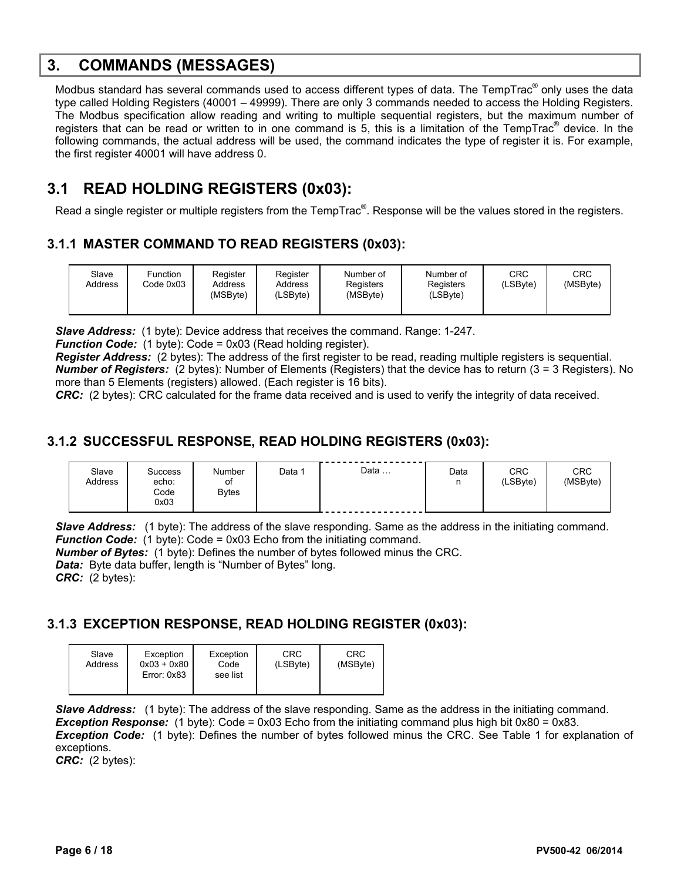# 3. COMMANDS (MESSAGES)

Modbus standard has several commands used to access different types of data. The TempTrac® only uses the data type called Holding Registers (40001 – 49999). There are only 3 commands needed to access the Holding Registers. The Modbus specification allow reading and writing to multiple sequential registers, but the maximum number of registers that can be read or written to in one command is 5, this is a limitation of the TempTrac® device. In the following commands, the actual address will be used, the command indicates the type of register it is. For example, the first register 40001 will have address 0.

## 3.1 READ HOLDING REGISTERS (0x03):

Read a single register or multiple registers from the TempTrac®. Response will be the values stored in the registers.

### 3.1.1 MASTER COMMAND TO READ REGISTERS (0x03):

| Slave Address | Function Code 0x03 | Register Address (MSByte) | Register Address (LSByte) | Number of Registers (MSByte) | Number of Registers (LSByte) | CRC (LSByte) | CRC (MSByte) |
|---|---|---|---|---|---|---|---|

***Slave Address:*** (1 byte): Device address that receives the command. Range: 1-247.
***Function Code:*** (1 byte): Code = 0x03 (Read holding register).
***Register Address:*** (2 bytes): The address of the first register to be read, reading multiple registers is sequential.
***Number of Registers:*** (2 bytes): Number of Elements (Registers) that the device has to return (3 = 3 Registers). No more than 5 Elements (registers) allowed. (Each register is 16 bits).
***CRC:*** (2 bytes): CRC calculated for the frame data received and is used to verify the integrity of data received.

### 3.1.2 SUCCESSFUL RESPONSE, READ HOLDING REGISTERS (0x03):

| Slave Address | Success echo: Code 0x03 | Number of Bytes | Data 1 | Data … | Data n | CRC (LSByte) | CRC (MSByte) |
|---|---|---|---|---|---|---|---|

***Slave Address:*** (1 byte): The address of the slave responding. Same as the address in the initiating command.
***Function Code:*** (1 byte): Code = 0x03 Echo from the initiating command.
***Number of Bytes:*** (1 byte): Defines the number of bytes followed minus the CRC.
***Data:*** Byte data buffer, length is "Number of Bytes" long.
***CRC:*** (2 bytes):

### 3.1.3 EXCEPTION RESPONSE, READ HOLDING REGISTER (0x03):

| Slave Address | Exception 0x03 + 0x80 Error: 0x83 | Exception Code see list | CRC (LSByte) | CRC (MSByte) |
|---|---|---|---|---|

***Slave Address:*** (1 byte): The address of the slave responding. Same as the address in the initiating command.
***Exception Response:*** (1 byte): Code = 0x03 Echo from the initiating command plus high bit 0x80 = 0x83.
***Exception Code:*** (1 byte): Defines the number of bytes followed minus the CRC. See Table 1 for explanation of exceptions.
***CRC:*** (2 bytes):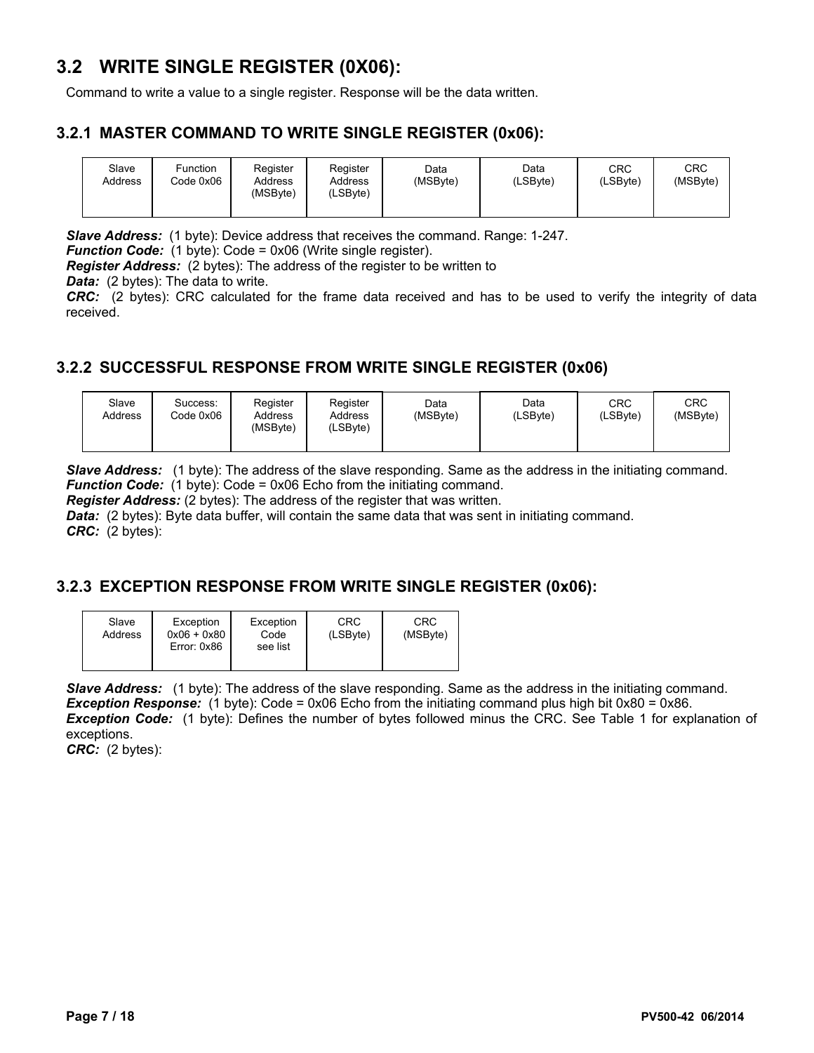## 3.2 WRITE SINGLE REGISTER (0X06):

Command to write a value to a single register. Response will be the data written.

### 3.2.1 MASTER COMMAND TO WRITE SINGLE REGISTER (0x06):

| Slave Address | Function Code 0x06 | Register Address (MSByte) | Register Address (LSByte) | Data (MSByte) | Data (LSByte) | CRC (LSByte) | CRC (MSByte) |
|---|---|---|---|---|---|---|---|

***Slave Address:*** (1 byte): Device address that receives the command. Range: 1-247.
***Function Code:*** (1 byte): Code = 0x06 (Write single register).
***Register Address:*** (2 bytes): The address of the register to be written to
***Data:*** (2 bytes): The data to write.
***CRC:*** (2 bytes): CRC calculated for the frame data received and has to be used to verify the integrity of data received.

### 3.2.2 SUCCESSFUL RESPONSE FROM WRITE SINGLE REGISTER (0x06)

| Slave Address | Success: Code 0x06 | Register Address (MSByte) | Register Address (LSByte) | Data (MSByte) | Data (LSByte) | CRC (LSByte) | CRC (MSByte) |
|---|---|---|---|---|---|---|---|

***Slave Address:*** (1 byte): The address of the slave responding. Same as the address in the initiating command.
***Function Code:*** (1 byte): Code = 0x06 Echo from the initiating command.
***Register Address:*** (2 bytes): The address of the register that was written.
***Data:*** (2 bytes): Byte data buffer, will contain the same data that was sent in initiating command.
***CRC:*** (2 bytes):

### 3.2.3 EXCEPTION RESPONSE FROM WRITE SINGLE REGISTER (0x06):

| Slave Address | Exception 0x06 + 0x80 Error: 0x86 | Exception Code see list | CRC (LSByte) | CRC (MSByte) |
|---|---|---|---|---|

***Slave Address:*** (1 byte): The address of the slave responding. Same as the address in the initiating command.
***Exception Response:*** (1 byte): Code = 0x06 Echo from the initiating command plus high bit 0x80 = 0x86.
***Exception Code:*** (1 byte): Defines the number of bytes followed minus the CRC. See Table 1 for explanation of exceptions.
***CRC:*** (2 bytes):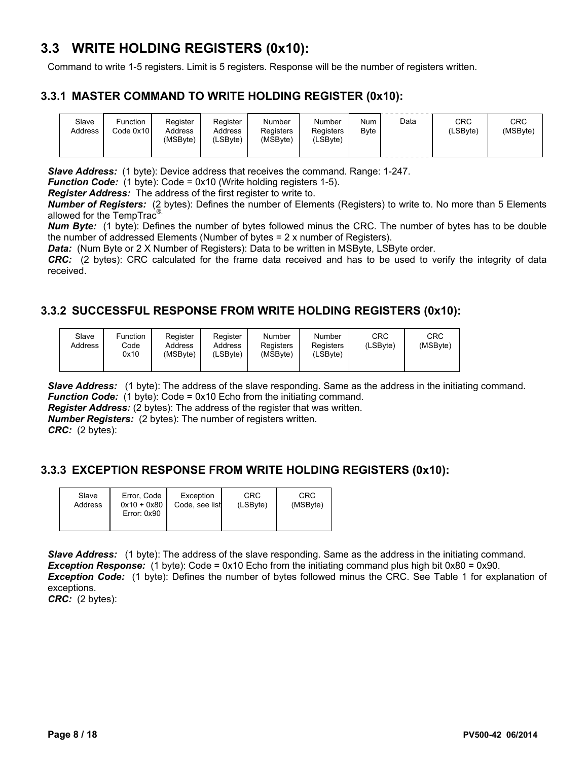## 3.3 WRITE HOLDING REGISTERS (0x10):

Command to write 1-5 registers. Limit is 5 registers. Response will be the number of registers written.

### 3.3.1 MASTER COMMAND TO WRITE HOLDING REGISTER (0x10):

| Slave Address | Function Code 0x10 | Register Address (MSByte) | Register Address (LSByte) | Number Registers (MSByte) | Number Registers (LSByte) | Num Byte | Data | CRC (LSByte) | CRC (MSByte) |
|---|---|---|---|---|---|---|---|---|---|

***Slave Address:*** (1 byte): Device address that receives the command. Range: 1-247.
***Function Code:*** (1 byte): Code = 0x10 (Write holding registers 1-5).
***Register Address:*** The address of the first register to write to.
***Number of Registers:*** (2 bytes): Defines the number of Elements (Registers) to write to. No more than 5 Elements allowed for the TempTrac®.
***Num Byte:*** (1 byte): Defines the number of bytes followed minus the CRC. The number of bytes has to be double the number of addressed Elements (Number of bytes = 2 x number of Registers).
***Data:*** (Num Byte or 2 X Number of Registers): Data to be written in MSByte, LSByte order.
***CRC:*** (2 bytes): CRC calculated for the frame data received and has to be used to verify the integrity of data received.

### 3.3.2 SUCCESSFUL RESPONSE FROM WRITE HOLDING REGISTERS (0x10):

| Slave Address | Function Code 0x10 | Register Address (MSByte) | Register Address (LSByte) | Number Registers (MSByte) | Number Registers (LSByte) | CRC (LSByte) | CRC (MSByte) |
|---|---|---|---|---|---|---|---|

***Slave Address:*** (1 byte): The address of the slave responding. Same as the address in the initiating command.
***Function Code:*** (1 byte): Code = 0x10 Echo from the initiating command.
***Register Address:*** (2 bytes): The address of the register that was written.
***Number Registers:*** (2 bytes): The number of registers written.
***CRC:*** (2 bytes):

### 3.3.3 EXCEPTION RESPONSE FROM WRITE HOLDING REGISTERS (0x10):

| Slave Address | Error, Code 0x10 + 0x80 Error: 0x90 | Exception Code, see list | CRC (LSByte) | CRC (MSByte) |
|---|---|---|---|---|

***Slave Address:*** (1 byte): The address of the slave responding. Same as the address in the initiating command.
***Exception Response:*** (1 byte): Code = 0x10 Echo from the initiating command plus high bit 0x80 = 0x90.
***Exception Code:*** (1 byte): Defines the number of bytes followed minus the CRC. See Table 1 for explanation of exceptions.
***CRC:*** (2 bytes):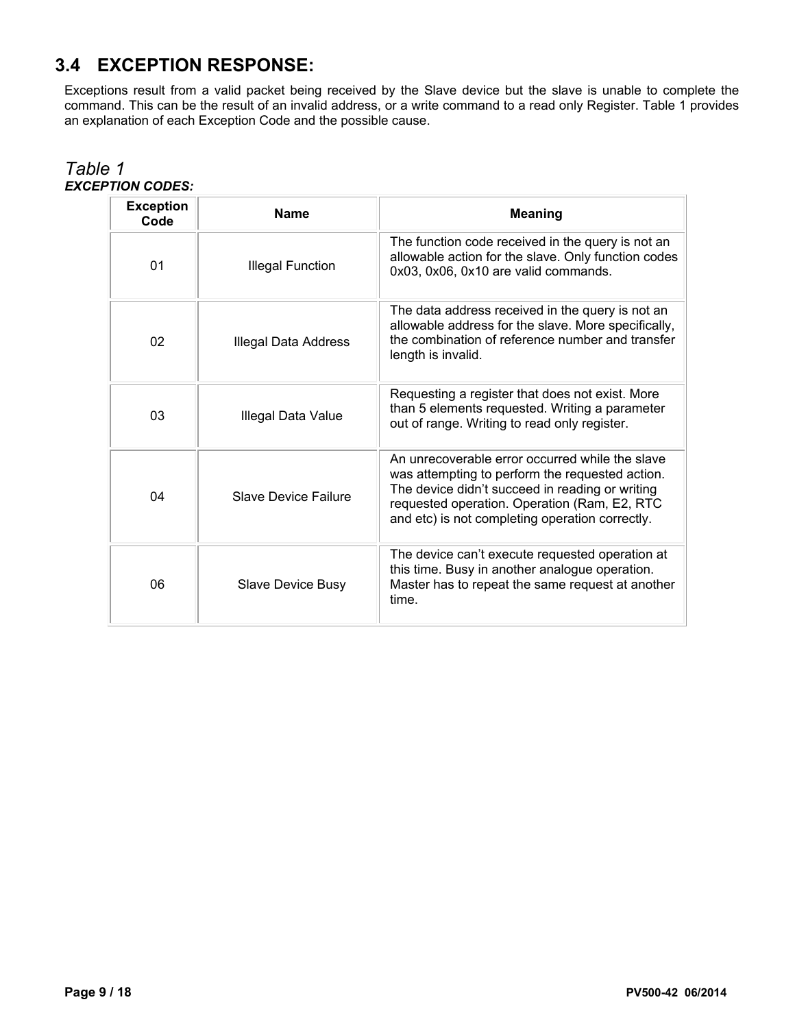## 3.4 EXCEPTION RESPONSE:

Exceptions result from a valid packet being received by the Slave device but the slave is unable to complete the command. This can be the result of an invalid address, or a write command to a read only Register. Table 1 provides an explanation of each Exception Code and the possible cause.

*Table 1*
***EXCEPTION CODES:***

| Exception Code | Name | Meaning |
|---|---|---|
| 01 | Illegal Function | The function code received in the query is not an allowable action for the slave. Only function codes 0x03, 0x06, 0x10 are valid commands. |
| 02 | Illegal Data Address | The data address received in the query is not an allowable address for the slave. More specifically, the combination of reference number and transfer length is invalid. |
| 03 | Illegal Data Value | Requesting a register that does not exist. More than 5 elements requested. Writing a parameter out of range. Writing to read only register. |
| 04 | Slave Device Failure | An unrecoverable error occurred while the slave was attempting to perform the requested action. The device didn't succeed in reading or writing requested operation. Operation (Ram, E2, RTC and etc) is not completing operation correctly. |
| 06 | Slave Device Busy | The device can't execute requested operation at this time. Busy in another analogue operation. Master has to repeat the same request at another time. |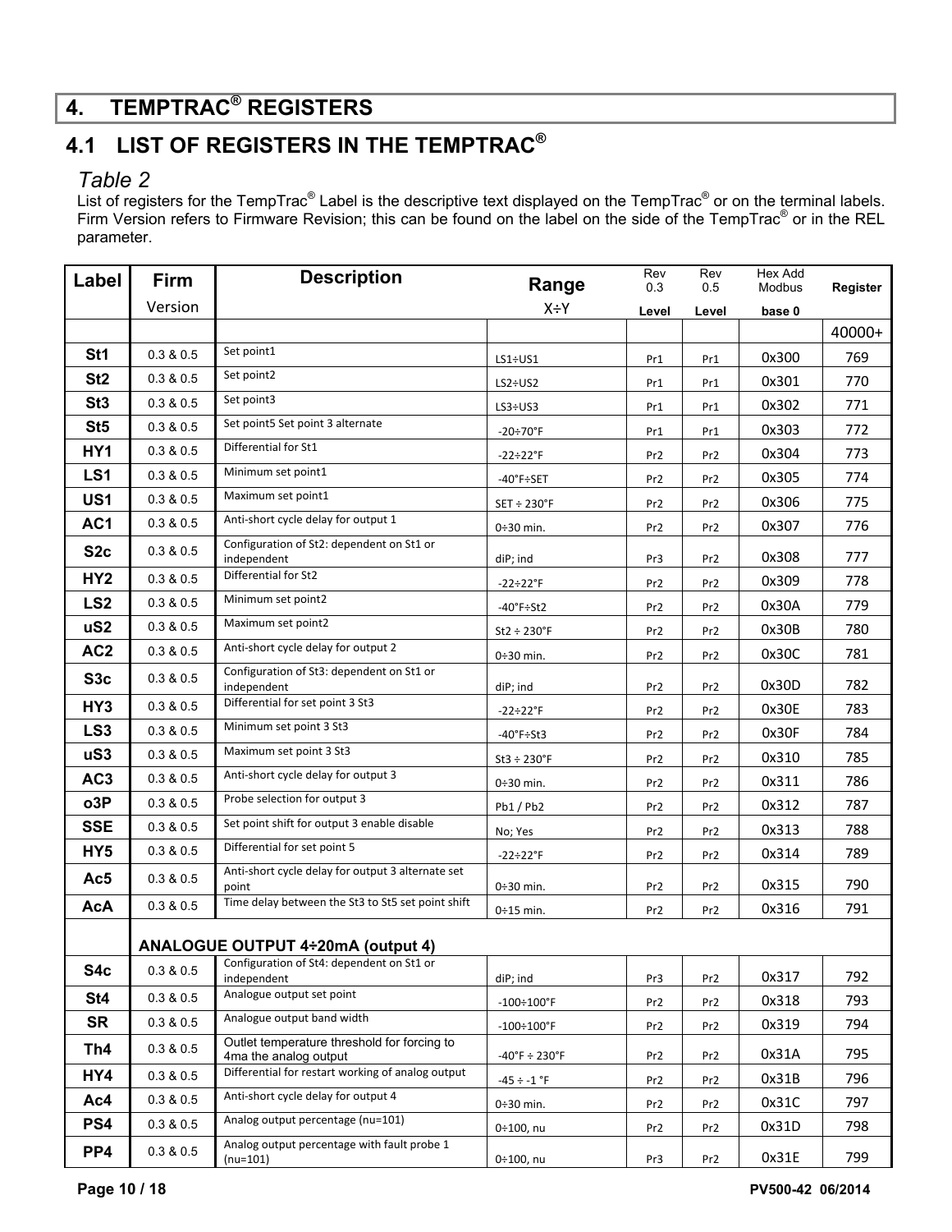# 4. TEMPTRAC® REGISTERS

## 4.1 LIST OF REGISTERS IN THE TEMPTRAC®

*Table 2*

List of registers for the TempTrac® Label is the descriptive text displayed on the TempTrac® or on the terminal labels. Firm Version refers to Firmware Revision; this can be found on the label on the side of the TempTrac® or in the REL parameter.

| Label | Firm Version | Description | Range X÷Y | Rev 0.3 Level | Rev 0.5 Level | Hex Add Modbus base 0 | Register |
|---|---|---|---|---|---|---|---|
| | | | | | | | 40000+ |
| **St1** | 0.3 & 0.5 | Set point1 | LS1÷US1 | Pr1 | Pr1 | 0x300 | 769 |
| **St2** | 0.3 & 0.5 | Set point2 | LS2÷US2 | Pr1 | Pr1 | 0x301 | 770 |
| **St3** | 0.3 & 0.5 | Set point3 | LS3÷US3 | Pr1 | Pr1 | 0x302 | 771 |
| **St5** | 0.3 & 0.5 | Set point5 Set point 3 alternate | -20÷70°F | Pr1 | Pr1 | 0x303 | 772 |
| **HY1** | 0.3 & 0.5 | Differential for St1 | -22÷22°F | Pr2 | Pr2 | 0x304 | 773 |
| **LS1** | 0.3 & 0.5 | Minimum set point1 | -40°F÷SET | Pr2 | Pr2 | 0x305 | 774 |
| **US1** | 0.3 & 0.5 | Maximum set point1 | SET ÷ 230°F | Pr2 | Pr2 | 0x306 | 775 |
| **AC1** | 0.3 & 0.5 | Anti-short cycle delay for output 1 | 0÷30 min. | Pr2 | Pr2 | 0x307 | 776 |
| **S2c** | 0.3 & 0.5 | Configuration of St2: dependent on St1 or independent | diP; ind | Pr3 | Pr2 | 0x308 | 777 |
| **HY2** | 0.3 & 0.5 | Differential for St2 | -22÷22°F | Pr2 | Pr2 | 0x309 | 778 |
| **LS2** | 0.3 & 0.5 | Minimum set point2 | -40°F÷St2 | Pr2 | Pr2 | 0x30A | 779 |
| **uS2** | 0.3 & 0.5 | Maximum set point2 | St2 ÷ 230°F | Pr2 | Pr2 | 0x30B | 780 |
| **AC2** | 0.3 & 0.5 | Anti-short cycle delay for output 2 | 0÷30 min. | Pr2 | Pr2 | 0x30C | 781 |
| **S3c** | 0.3 & 0.5 | Configuration of St3: dependent on St1 or independent | diP; ind | Pr2 | Pr2 | 0x30D | 782 |
| **HY3** | 0.3 & 0.5 | Differential for set point 3 St3 | -22÷22°F | Pr2 | Pr2 | 0x30E | 783 |
| **LS3** | 0.3 & 0.5 | Minimum set point 3 St3 | -40°F÷St3 | Pr2 | Pr2 | 0x30F | 784 |
| **uS3** | 0.3 & 0.5 | Maximum set point 3 St3 | St3 ÷ 230°F | Pr2 | Pr2 | 0x310 | 785 |
| **AC3** | 0.3 & 0.5 | Anti-short cycle delay for output 3 | 0÷30 min. | Pr2 | Pr2 | 0x311 | 786 |
| **o3P** | 0.3 & 0.5 | Probe selection for output 3 | Pb1 / Pb2 | Pr2 | Pr2 | 0x312 | 787 |
| **SSE** | 0.3 & 0.5 | Set point shift for output 3 enable disable | No; Yes | Pr2 | Pr2 | 0x313 | 788 |
| **HY5** | 0.3 & 0.5 | Differential for set point 5 | -22÷22°F | Pr2 | Pr2 | 0x314 | 789 |
| **Ac5** | 0.3 & 0.5 | Anti-short cycle delay for output 3 alternate set point | 0÷30 min. | Pr2 | Pr2 | 0x315 | 790 |
| **AcA** | 0.3 & 0.5 | Time delay between the St3 to St5 set point shift | 0÷15 min. | Pr2 | Pr2 | 0x316 | 791 |
| | **ANALOGUE OUTPUT 4÷20mA (output 4)** | | | | | | |
| **S4c** | 0.3 & 0.5 | Configuration of St4: dependent on St1 or independent | diP; ind | Pr3 | Pr2 | 0x317 | 792 |
| **St4** | 0.3 & 0.5 | Analogue output set point | -100÷100°F | Pr2 | Pr2 | 0x318 | 793 |
| **SR** | 0.3 & 0.5 | Analogue output band width | -100÷100°F | Pr2 | Pr2 | 0x319 | 794 |
| **Th4** | 0.3 & 0.5 | Outlet temperature threshold for forcing to 4ma the analog output | -40°F ÷ 230°F | Pr2 | Pr2 | 0x31A | 795 |
| **HY4** | 0.3 & 0.5 | Differential for restart working of analog output | -45 ÷ -1 °F | Pr2 | Pr2 | 0x31B | 796 |
| **Ac4** | 0.3 & 0.5 | Anti-short cycle delay for output 4 | 0÷30 min. | Pr2 | Pr2 | 0x31C | 797 |
| **PS4** | 0.3 & 0.5 | Analog output percentage (nu=101) | 0÷100, nu | Pr2 | Pr2 | 0x31D | 798 |
| **PP4** | 0.3 & 0.5 | Analog output percentage with fault probe 1 (nu=101) | 0÷100, nu | Pr3 | Pr2 | 0x31E | 799 |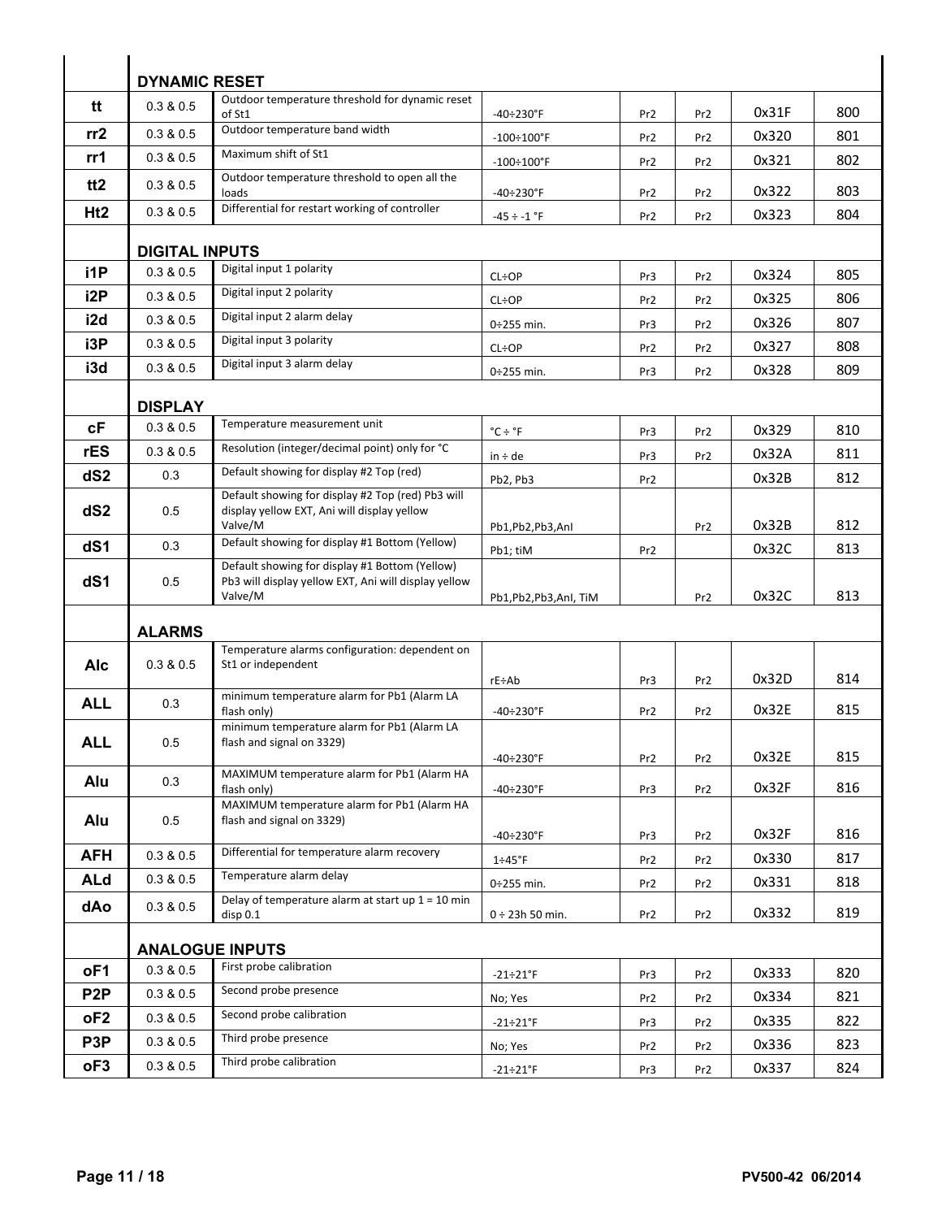| | | | | | | | |
|---|---|---|---|---|---|---|---|
| | **DYNAMIC RESET** | | | | | | |
| **tt** | 0.3 & 0.5 | Outdoor temperature threshold for dynamic reset of St1 | -40÷230°F | Pr2 | Pr2 | 0x31F | 800 |
| **rr2** | 0.3 & 0.5 | Outdoor temperature band width | -100÷100°F | Pr2 | Pr2 | 0x320 | 801 |
| **rr1** | 0.3 & 0.5 | Maximum shift of St1 | -100÷100°F | Pr2 | Pr2 | 0x321 | 802 |
| **tt2** | 0.3 & 0.5 | Outdoor temperature threshold to open all the loads | -40÷230°F | Pr2 | Pr2 | 0x322 | 803 |
| **Ht2** | 0.3 & 0.5 | Differential for restart working of controller | -45 ÷ -1 °F | Pr2 | Pr2 | 0x323 | 804 |
| | **DIGITAL INPUTS** | | | | | | |
| **i1P** | 0.3 & 0.5 | Digital input 1 polarity | CL÷OP | Pr3 | Pr2 | 0x324 | 805 |
| **i2P** | 0.3 & 0.5 | Digital input 2 polarity | CL÷OP | Pr2 | Pr2 | 0x325 | 806 |
| **i2d** | 0.3 & 0.5 | Digital input 2 alarm delay | 0÷255 min. | Pr3 | Pr2 | 0x326 | 807 |
| **i3P** | 0.3 & 0.5 | Digital input 3 polarity | CL÷OP | Pr2 | Pr2 | 0x327 | 808 |
| **i3d** | 0.3 & 0.5 | Digital input 3 alarm delay | 0÷255 min. | Pr3 | Pr2 | 0x328 | 809 |
| | **DISPLAY** | | | | | | |
| **cF** | 0.3 & 0.5 | Temperature measurement unit | °C ÷ °F | Pr3 | Pr2 | 0x329 | 810 |
| **rES** | 0.3 & 0.5 | Resolution (integer/decimal point) only for °C | in ÷ de | Pr3 | Pr2 | 0x32A | 811 |
| **dS2** | 0.3 | Default showing for display #2 Top (red) | Pb2, Pb3 | Pr2 | | 0x32B | 812 |
| **dS2** | 0.5 | Default showing for display #2 Top (red) Pb3 will display yellow EXT, Ani will display yellow Valve/M | Pb1,Pb2,Pb3,AnI | | Pr2 | 0x32B | 812 |
| **dS1** | 0.3 | Default showing for display #1 Bottom (Yellow) | Pb1; tiM | Pr2 | | 0x32C | 813 |
| **dS1** | 0.5 | Default showing for display #1 Bottom (Yellow) Pb3 will display yellow EXT, Ani will display yellow Valve/M | Pb1,Pb2,Pb3,AnI, TiM | | Pr2 | 0x32C | 813 |
| | **ALARMS** | | | | | | |
| **Alc** | 0.3 & 0.5 | Temperature alarms configuration: dependent on St1 or independent | rE÷Ab | Pr3 | Pr2 | 0x32D | 814 |
| **ALL** | 0.3 | minimum temperature alarm for Pb1 (Alarm LA flash only) | -40÷230°F | Pr2 | Pr2 | 0x32E | 815 |
| **ALL** | 0.5 | minimum temperature alarm for Pb1 (Alarm LA flash and signal on 3329) | -40÷230°F | Pr2 | Pr2 | 0x32E | 815 |
| **Alu** | 0.3 | MAXIMUM temperature alarm for Pb1 (Alarm HA flash only) | -40÷230°F | Pr3 | Pr2 | 0x32F | 816 |
| **Alu** | 0.5 | MAXIMUM temperature alarm for Pb1 (Alarm HA flash and signal on 3329) | -40÷230°F | Pr3 | Pr2 | 0x32F | 816 |
| **AFH** | 0.3 & 0.5 | Differential for temperature alarm recovery | 1÷45°F | Pr2 | Pr2 | 0x330 | 817 |
| **ALd** | 0.3 & 0.5 | Temperature alarm delay | 0÷255 min. | Pr2 | Pr2 | 0x331 | 818 |
| **dAo** | 0.3 & 0.5 | Delay of temperature alarm at start up 1 = 10 min disp 0.1 | 0 ÷ 23h 50 min. | Pr2 | Pr2 | 0x332 | 819 |
| | **ANALOGUE INPUTS** | | | | | | |
| **oF1** | 0.3 & 0.5 | First probe calibration | -21÷21°F | Pr3 | Pr2 | 0x333 | 820 |
| **P2P** | 0.3 & 0.5 | Second probe presence | No; Yes | Pr2 | Pr2 | 0x334 | 821 |
| **oF2** | 0.3 & 0.5 | Second probe calibration | -21÷21°F | Pr3 | Pr2 | 0x335 | 822 |
| **P3P** | 0.3 & 0.5 | Third probe presence | No; Yes | Pr2 | Pr2 | 0x336 | 823 |
| **oF3** | 0.3 & 0.5 | Third probe calibration | -21÷21°F | Pr3 | Pr2 | 0x337 | 824 |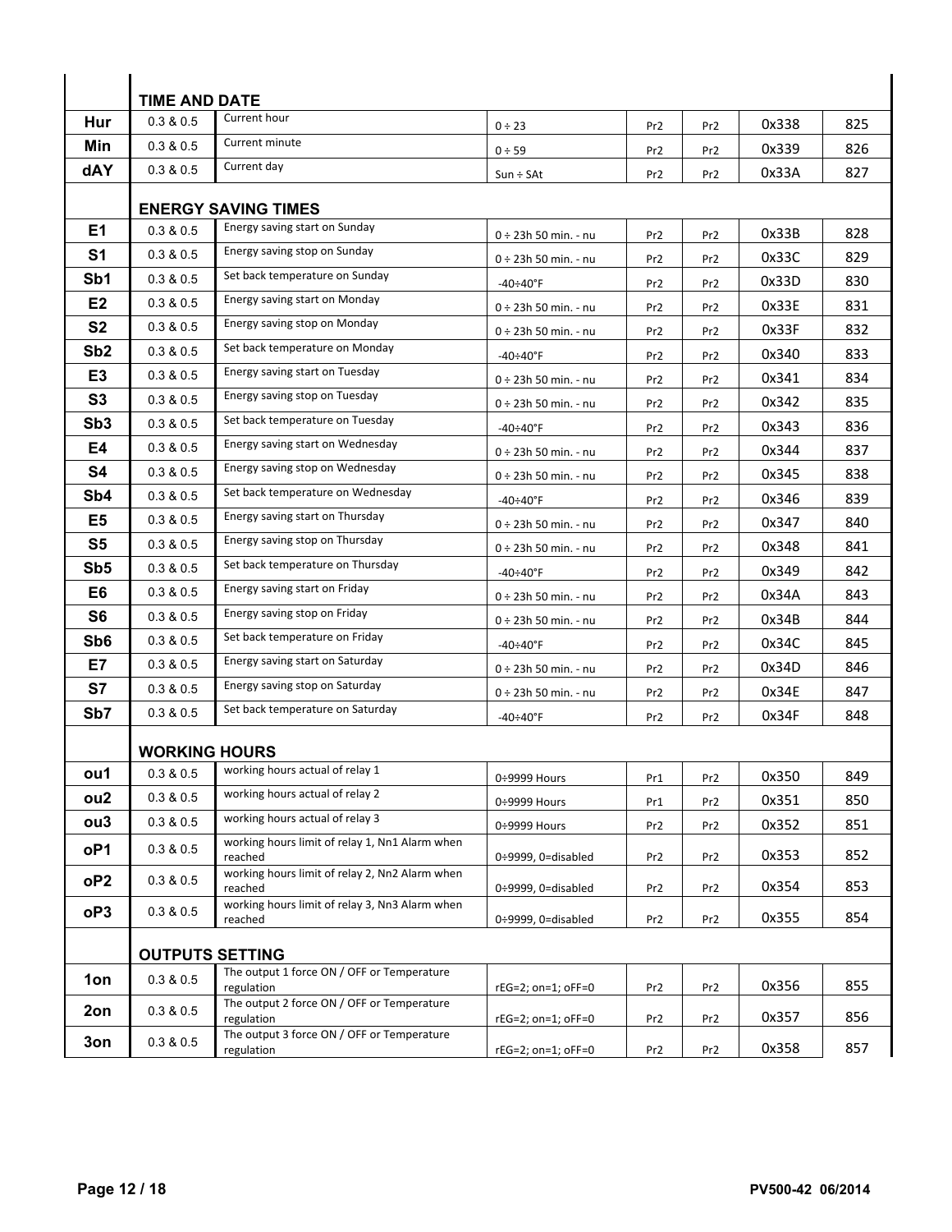| | | | | | | | |
|---|---|---|---|---|---|---|---|
| | **TIME AND DATE** | | | | | | |
| **Hur** | 0.3 & 0.5 | Current hour | 0 ÷ 23 | Pr2 | Pr2 | 0x338 | 825 |
| **Min** | 0.3 & 0.5 | Current minute | 0 ÷ 59 | Pr2 | Pr2 | 0x339 | 826 |
| **dAY** | 0.3 & 0.5 | Current day | Sun ÷ SAt | Pr2 | Pr2 | 0x33A | 827 |
| | **ENERGY SAVING TIMES** | | | | | | |
| **E1** | 0.3 & 0.5 | Energy saving start on Sunday | 0 ÷ 23h 50 min. - nu | Pr2 | Pr2 | 0x33B | 828 |
| **S1** | 0.3 & 0.5 | Energy saving stop on Sunday | 0 ÷ 23h 50 min. - nu | Pr2 | Pr2 | 0x33C | 829 |
| **Sb1** | 0.3 & 0.5 | Set back temperature on Sunday | -40÷40°F | Pr2 | Pr2 | 0x33D | 830 |
| **E2** | 0.3 & 0.5 | Energy saving start on Monday | 0 ÷ 23h 50 min. - nu | Pr2 | Pr2 | 0x33E | 831 |
| **S2** | 0.3 & 0.5 | Energy saving stop on Monday | 0 ÷ 23h 50 min. - nu | Pr2 | Pr2 | 0x33F | 832 |
| **Sb2** | 0.3 & 0.5 | Set back temperature on Monday | -40÷40°F | Pr2 | Pr2 | 0x340 | 833 |
| **E3** | 0.3 & 0.5 | Energy saving start on Tuesday | 0 ÷ 23h 50 min. - nu | Pr2 | Pr2 | 0x341 | 834 |
| **S3** | 0.3 & 0.5 | Energy saving stop on Tuesday | 0 ÷ 23h 50 min. - nu | Pr2 | Pr2 | 0x342 | 835 |
| **Sb3** | 0.3 & 0.5 | Set back temperature on Tuesday | -40÷40°F | Pr2 | Pr2 | 0x343 | 836 |
| **E4** | 0.3 & 0.5 | Energy saving start on Wednesday | 0 ÷ 23h 50 min. - nu | Pr2 | Pr2 | 0x344 | 837 |
| **S4** | 0.3 & 0.5 | Energy saving stop on Wednesday | 0 ÷ 23h 50 min. - nu | Pr2 | Pr2 | 0x345 | 838 |
| **Sb4** | 0.3 & 0.5 | Set back temperature on Wednesday | -40÷40°F | Pr2 | Pr2 | 0x346 | 839 |
| **E5** | 0.3 & 0.5 | Energy saving start on Thursday | 0 ÷ 23h 50 min. - nu | Pr2 | Pr2 | 0x347 | 840 |
| **S5** | 0.3 & 0.5 | Energy saving stop on Thursday | 0 ÷ 23h 50 min. - nu | Pr2 | Pr2 | 0x348 | 841 |
| **Sb5** | 0.3 & 0.5 | Set back temperature on Thursday | -40÷40°F | Pr2 | Pr2 | 0x349 | 842 |
| **E6** | 0.3 & 0.5 | Energy saving start on Friday | 0 ÷ 23h 50 min. - nu | Pr2 | Pr2 | 0x34A | 843 |
| **S6** | 0.3 & 0.5 | Energy saving stop on Friday | 0 ÷ 23h 50 min. - nu | Pr2 | Pr2 | 0x34B | 844 |
| **Sb6** | 0.3 & 0.5 | Set back temperature on Friday | -40÷40°F | Pr2 | Pr2 | 0x34C | 845 |
| **E7** | 0.3 & 0.5 | Energy saving start on Saturday | 0 ÷ 23h 50 min. - nu | Pr2 | Pr2 | 0x34D | 846 |
| **S7** | 0.3 & 0.5 | Energy saving stop on Saturday | 0 ÷ 23h 50 min. - nu | Pr2 | Pr2 | 0x34E | 847 |
| **Sb7** | 0.3 & 0.5 | Set back temperature on Saturday | -40÷40°F | Pr2 | Pr2 | 0x34F | 848 |
| | **WORKING HOURS** | | | | | | |
| **ou1** | 0.3 & 0.5 | working hours actual of relay 1 | 0÷9999 Hours | Pr1 | Pr2 | 0x350 | 849 |
| **ou2** | 0.3 & 0.5 | working hours actual of relay 2 | 0÷9999 Hours | Pr1 | Pr2 | 0x351 | 850 |
| **ou3** | 0.3 & 0.5 | working hours actual of relay 3 | 0÷9999 Hours | Pr2 | Pr2 | 0x352 | 851 |
| **oP1** | 0.3 & 0.5 | working hours limit of relay 1, Nn1 Alarm when reached | 0÷9999, 0=disabled | Pr2 | Pr2 | 0x353 | 852 |
| **oP2** | 0.3 & 0.5 | working hours limit of relay 2, Nn2 Alarm when reached | 0÷9999, 0=disabled | Pr2 | Pr2 | 0x354 | 853 |
| **oP3** | 0.3 & 0.5 | working hours limit of relay 3, Nn3 Alarm when reached | 0÷9999, 0=disabled | Pr2 | Pr2 | 0x355 | 854 |
| | **OUTPUTS SETTING** | | | | | | |
| **1on** | 0.3 & 0.5 | The output 1 force ON / OFF or Temperature regulation | rEG=2; on=1; oFF=0 | Pr2 | Pr2 | 0x356 | 855 |
| **2on** | 0.3 & 0.5 | The output 2 force ON / OFF or Temperature regulation | rEG=2; on=1; oFF=0 | Pr2 | Pr2 | 0x357 | 856 |
| **3on** | 0.3 & 0.5 | The output 3 force ON / OFF or Temperature regulation | rEG=2; on=1; oFF=0 | Pr2 | Pr2 | 0x358 | 857 |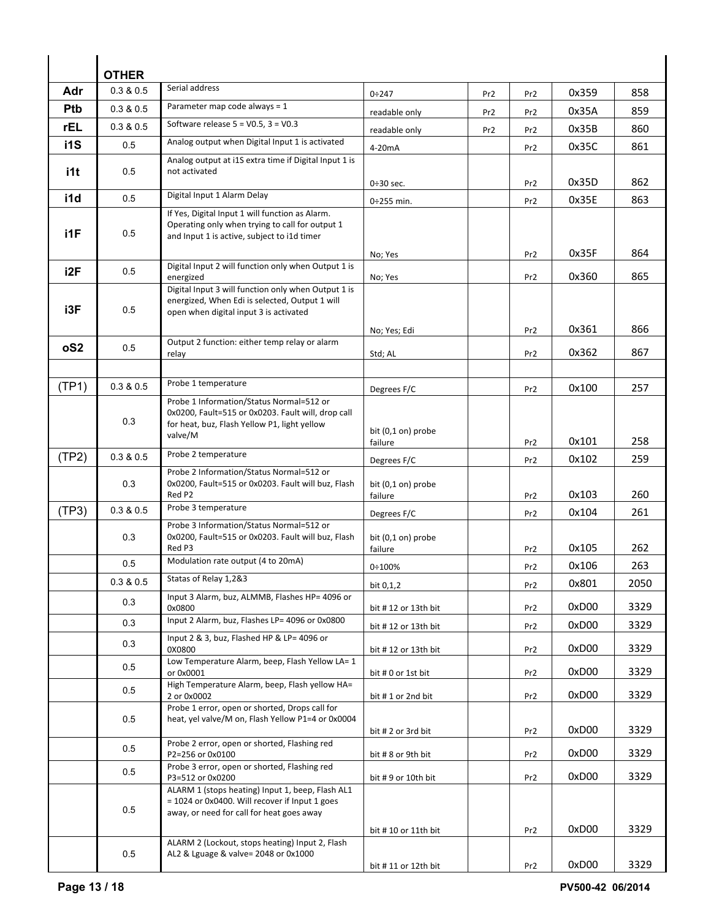| | OTHER | | | | | | |
|---|---|---|---|---|---|---|---|
| **Adr** | 0.3 & 0.5 | Serial address | 0÷247 | Pr2 | Pr2 | 0x359 | 858 |
| **Ptb** | 0.3 & 0.5 | Parameter map code always = 1 | readable only | Pr2 | Pr2 | 0x35A | 859 |
| **rEL** | 0.3 & 0.5 | Software release 5 = V0.5, 3 = V0.3 | readable only | Pr2 | Pr2 | 0x35B | 860 |
| **i1S** | 0.5 | Analog output when Digital Input 1 is activated | 4-20mA | | Pr2 | 0x35C | 861 |
| **i1t** | 0.5 | Analog output at i1S extra time if Digital Input 1 is not activated | 0÷30 sec. | | Pr2 | 0x35D | 862 |
| **i1d** | 0.5 | Digital Input 1 Alarm Delay | 0÷255 min. | | Pr2 | 0x35E | 863 |
| **i1F** | 0.5 | If Yes, Digital Input 1 will function as Alarm. Operating only when trying to call for output 1 and Input 1 is active, subject to i1d timer | No; Yes | | Pr2 | 0x35F | 864 |
| **i2F** | 0.5 | Digital Input 2 will function only when Output 1 is energized | No; Yes | | Pr2 | 0x360 | 865 |
| **i3F** | 0.5 | Digital Input 3 will function only when Output 1 is energized, When Edi is selected, Output 1 will open when digital input 3 is activated | No; Yes; Edi | | Pr2 | 0x361 | 866 |
| **oS2** | 0.5 | Output 2 function: either temp relay or alarm relay | Std; AL | | Pr2 | 0x362 | 867 |
| | | | | | | | |
| (TP1) | 0.3 & 0.5 | Probe 1 temperature | Degrees F/C | | Pr2 | 0x100 | 257 |
| | 0.3 | Probe 1 Information/Status Normal=512 or 0x0200, Fault=515 or 0x0203. Fault will, drop call for heat, buz, Flash Yellow P1, light yellow valve/M | bit (0,1 on) probe failure | | Pr2 | 0x101 | 258 |
| (TP2) | 0.3 & 0.5 | Probe 2 temperature | Degrees F/C | | Pr2 | 0x102 | 259 |
| | 0.3 | Probe 2 Information/Status Normal=512 or 0x0200, Fault=515 or 0x0203. Fault will buz, Flash Red P2 | bit (0,1 on) probe failure | | Pr2 | 0x103 | 260 |
| (TP3) | 0.3 & 0.5 | Probe 3 temperature | Degrees F/C | | Pr2 | 0x104 | 261 |
| | 0.3 | Probe 3 Information/Status Normal=512 or 0x0200, Fault=515 or 0x0203. Fault will buz, Flash Red P3 | bit (0,1 on) probe failure | | Pr2 | 0x105 | 262 |
| | 0.5 | Modulation rate output (4 to 20mA) | 0÷100% | | Pr2 | 0x106 | 263 |
| | 0.3 & 0.5 | Statas of Relay 1,2&3 | bit 0,1,2 | | Pr2 | 0x801 | 2050 |
| | 0.3 | Input 3 Alarm, buz, ALMMB, Flashes HP= 4096 or 0x0800 | bit # 12 or 13th bit | | Pr2 | 0xD00 | 3329 |
| | 0.3 | Input 2 Alarm, buz, Flashes LP= 4096 or 0x0800 | bit # 12 or 13th bit | | Pr2 | 0xD00 | 3329 |
| | 0.3 | Input 2 & 3, buz, Flashed HP & LP= 4096 or 0X0800 | bit # 12 or 13th bit | | Pr2 | 0xD00 | 3329 |
| | 0.5 | Low Temperature Alarm, beep, Flash Yellow LA= 1 or 0x0001 | bit # 0 or 1st bit | | Pr2 | 0xD00 | 3329 |
| | 0.5 | High Temperature Alarm, beep, Flash yellow HA= 2 or 0x0002 | bit # 1 or 2nd bit | | Pr2 | 0xD00 | 3329 |
| | 0.5 | Probe 1 error, open or shorted, Drops call for heat, yel valve/M on, Flash Yellow P1=4 or 0x0004 | bit # 2 or 3rd bit | | Pr2 | 0xD00 | 3329 |
| | 0.5 | Probe 2 error, open or shorted, Flashing red P2=256 or 0x0100 | bit # 8 or 9th bit | | Pr2 | 0xD00 | 3329 |
| | 0.5 | Probe 3 error, open or shorted, Flashing red P3=512 or 0x0200 | bit # 9 or 10th bit | | Pr2 | 0xD00 | 3329 |
| | 0.5 | ALARM 1 (stops heating) Input 1, beep, Flash AL1 = 1024 or 0x0400. Will recover if Input 1 goes away, or need for call for heat goes away | bit # 10 or 11th bit | | Pr2 | 0xD00 | 3329 |
| | 0.5 | ALARM 2 (Lockout, stops heating) Input 2, Flash AL2 & Lguage & valve= 2048 or 0x1000 | bit # 11 or 12th bit | | Pr2 | 0xD00 | 3329 |

PV500-42 06/2014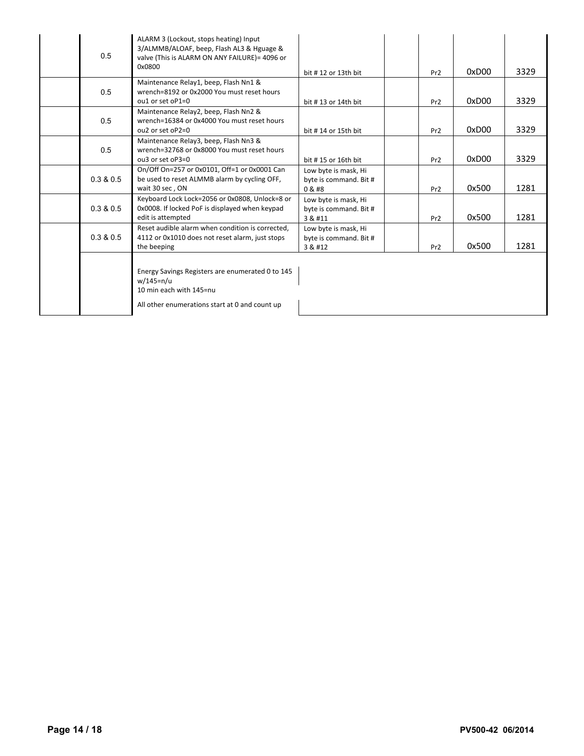|  |  |  |  |  |  |  |  |
|---|---|---|---|---|---|---|---|
|  | 0.5 | ALARM 3 (Lockout, stops heating) Input 3/ALMMB/ALOAF, beep, Flash AL3 & Hguage & valve (This is ALARM ON ANY FAILURE)= 4096 or 0x0800 | bit # 12 or 13th bit |  | Pr2 | 0xD00 | 3329 |
|  | 0.5 | Maintenance Relay1, beep, Flash Nn1 & wrench=8192 or 0x2000 You must reset hours ou1 or set oP1=0 | bit # 13 or 14th bit |  | Pr2 | 0xD00 | 3329 |
|  | 0.5 | Maintenance Relay2, beep, Flash Nn2 & wrench=16384 or 0x4000 You must reset hours ou2 or set oP2=0 | bit # 14 or 15th bit |  | Pr2 | 0xD00 | 3329 |
|  | 0.5 | Maintenance Relay3, beep, Flash Nn3 & wrench=32768 or 0x8000 You must reset hours ou3 or set oP3=0 | bit # 15 or 16th bit |  | Pr2 | 0xD00 | 3329 |
|  | 0.3 & 0.5 | On/Off On=257 or 0x0101, Off=1 or 0x0001 Can be used to reset ALMMB alarm by cycling OFF, wait 30 sec , ON | Low byte is mask, Hi byte is command. Bit # 0 & #8 |  | Pr2 | 0x500 | 1281 |
|  | 0.3 & 0.5 | Keyboard Lock Lock=2056 or 0x0808, Unlock=8 or 0x0008. If locked PoF is displayed when keypad edit is attempted | Low byte is mask, Hi byte is command. Bit # 3 & #11 |  | Pr2 | 0x500 | 1281 |
|  | 0.3 & 0.5 | Reset audible alarm when condition is corrected, 4112 or 0x1010 does not reset alarm, just stops the beeping | Low byte is mask, Hi byte is command. Bit # 3 & #12 |  | Pr2 | 0x500 | 1281 |
|  |  | Energy Savings Registers are enumerated 0 to 145 w/145=n/u<br>10 min each with 145=nu<br><br>All other enumerations start at 0 and count up |  |  |  |  |  |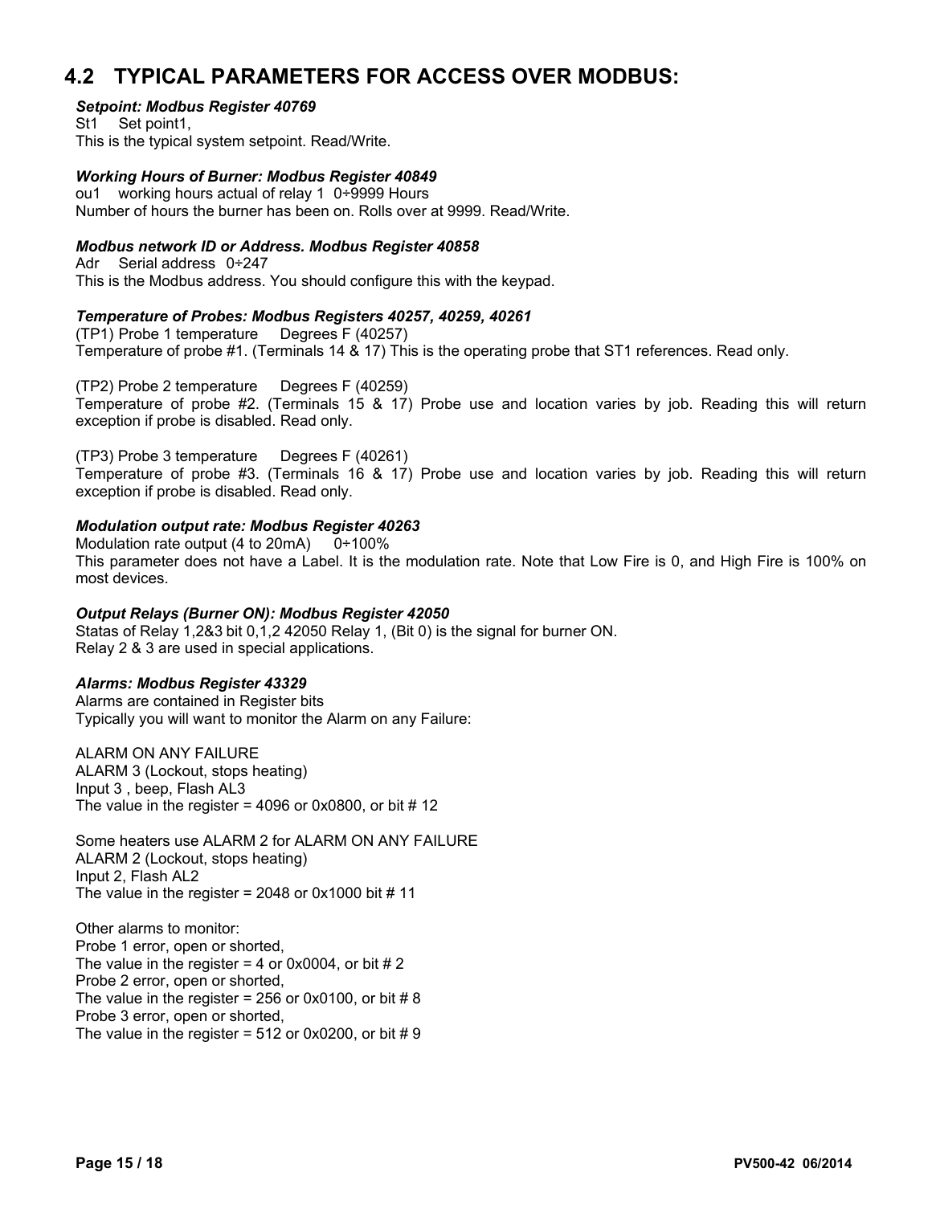## 4.2 TYPICAL PARAMETERS FOR ACCESS OVER MODBUS:

***Setpoint: Modbus Register 40769***

St1 Set point1,
This is the typical system setpoint. Read/Write.

***Working Hours of Burner: Modbus Register 40849***

ou1 working hours actual of relay 1 0÷9999 Hours
Number of hours the burner has been on. Rolls over at 9999. Read/Write.

***Modbus network ID or Address. Modbus Register 40858***

Adr Serial address 0÷247
This is the Modbus address. You should configure this with the keypad.

***Temperature of Probes: Modbus Registers 40257, 40259, 40261***

(TP1) Probe 1 temperature Degrees F (40257)
Temperature of probe #1. (Terminals 14 & 17) This is the operating probe that ST1 references. Read only.

(TP2) Probe 2 temperature Degrees F (40259)
Temperature of probe #2. (Terminals 15 & 17) Probe use and location varies by job. Reading this will return exception if probe is disabled. Read only.

(TP3) Probe 3 temperature Degrees F (40261)
Temperature of probe #3. (Terminals 16 & 17) Probe use and location varies by job. Reading this will return exception if probe is disabled. Read only.

***Modulation output rate: Modbus Register 40263***

Modulation rate output (4 to 20mA) 0÷100%
This parameter does not have a Label. It is the modulation rate. Note that Low Fire is 0, and High Fire is 100% on most devices.

***Output Relays (Burner ON): Modbus Register 42050***

Statas of Relay 1,2&3 bit 0,1,2 42050 Relay 1, (Bit 0) is the signal for burner ON.
Relay 2 & 3 are used in special applications.

***Alarms: Modbus Register 43329***

Alarms are contained in Register bits
Typically you will want to monitor the Alarm on any Failure:

ALARM ON ANY FAILURE
ALARM 3 (Lockout, stops heating)
Input 3 , beep, Flash AL3
The value in the register = 4096 or 0x0800, or bit # 12

Some heaters use ALARM 2 for ALARM ON ANY FAILURE
ALARM 2 (Lockout, stops heating)
Input 2, Flash AL2
The value in the register = 2048 or 0x1000 bit # 11

Other alarms to monitor:
Probe 1 error, open or shorted,
The value in the register = 4 or 0x0004, or bit # 2
Probe 2 error, open or shorted,
The value in the register = 256 or 0x0100, or bit # 8
Probe 3 error, open or shorted,
The value in the register = 512 or 0x0200, or bit # 9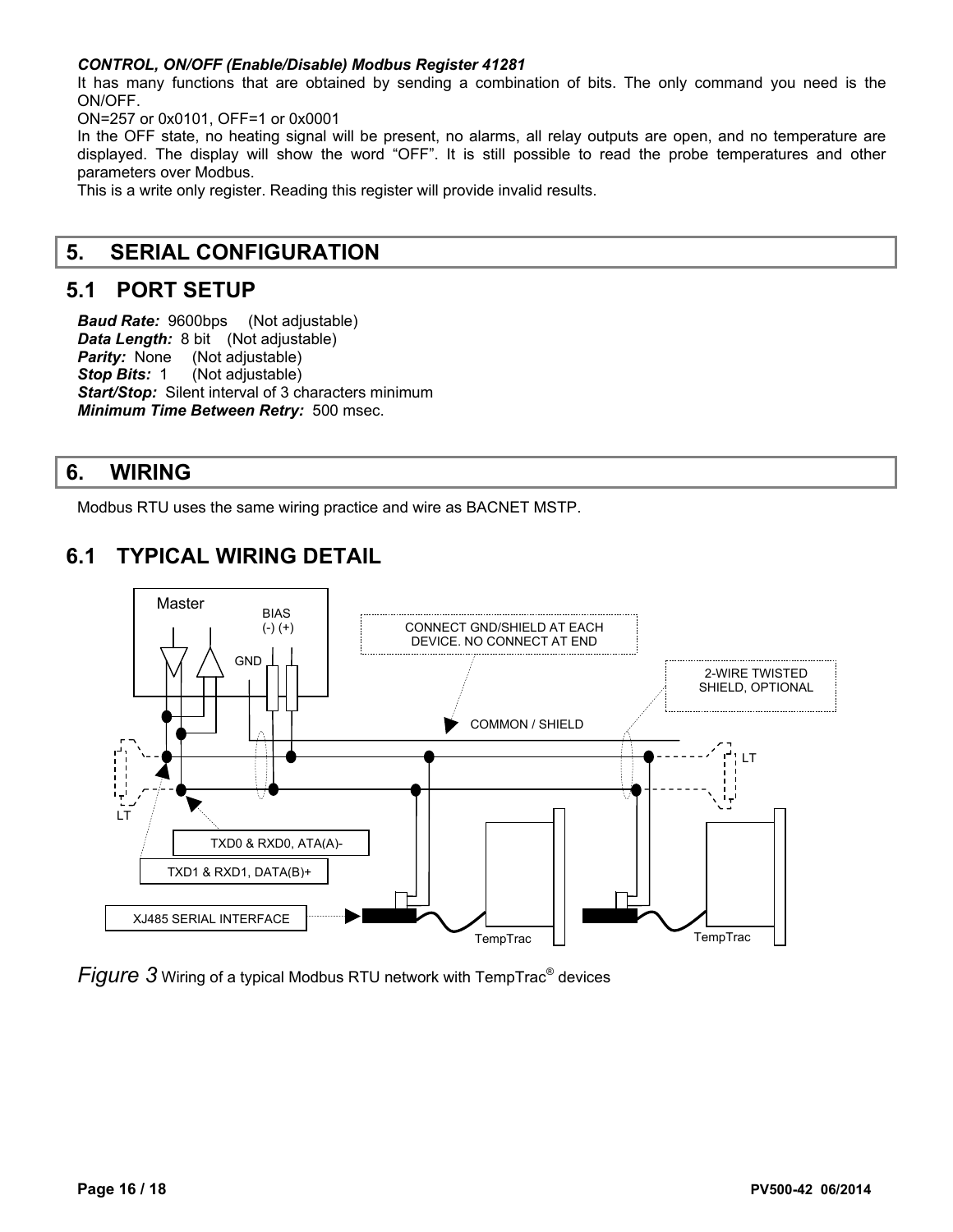***CONTROL, ON/OFF (Enable/Disable) Modbus Register 41281***

It has many functions that are obtained by sending a combination of bits. The only command you need is the ON/OFF.

ON=257 or 0x0101, OFF=1 or 0x0001

In the OFF state, no heating signal will be present, no alarms, all relay outputs are open, and no temperature are displayed. The display will show the word "OFF". It is still possible to read the probe temperatures and other parameters over Modbus.

This is a write only register. Reading this register will provide invalid results.

# 5. SERIAL CONFIGURATION

## 5.1 PORT SETUP

***Baud Rate:*** 9600bps (Not adjustable)
***Data Length:*** 8 bit (Not adjustable)
***Parity:*** None (Not adjustable)
***Stop Bits:*** 1 (Not adjustable)
***Start/Stop:*** Silent interval of 3 characters minimum
***Minimum Time Between Retry:*** 500 msec.

# 6. WIRING

Modbus RTU uses the same wiring practice and wire as BACNET MSTP.

## 6.1 TYPICAL WIRING DETAIL

Master

BIAS (-) (+)

GND

CONNECT GND/SHIELD AT EACH DEVICE. NO CONNECT AT END

2-WIRE TWISTED SHIELD, OPTIONAL

COMMON / SHIELD

LT

LT

TXD0 & RXD0, ATA(A)-

TXD1 & RXD1, DATA(B)+

XJ485 SERIAL INTERFACE

TempTrac

TempTrac

*Figure 3* Wiring of a typical Modbus RTU network with TempTrac® devices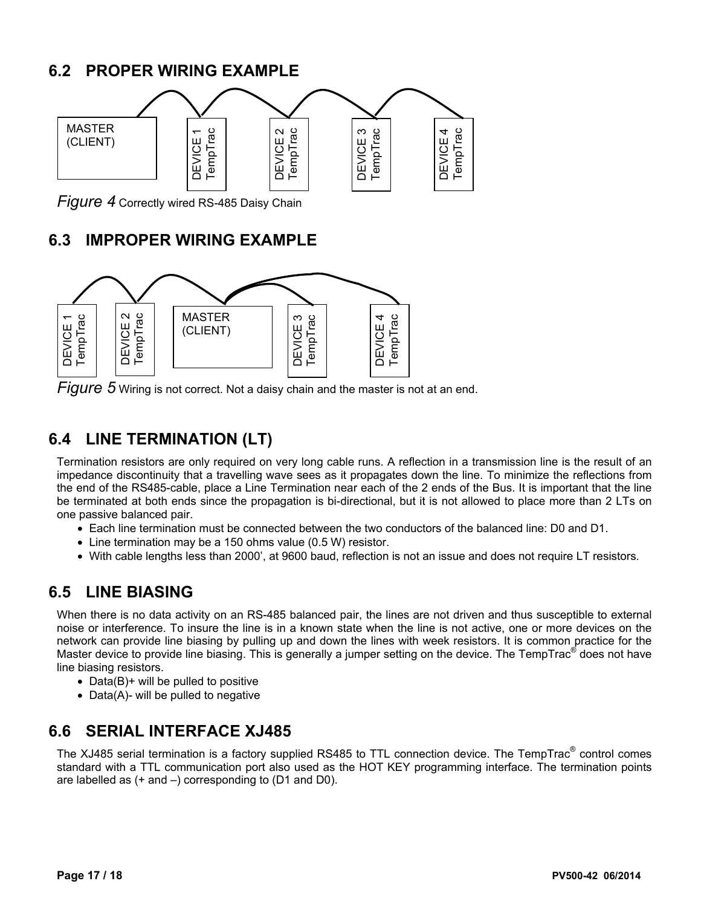## 6.2 PROPER WIRING EXAMPLE

MASTER (CLIENT)

DEVICE 1 TempTrac

DEVICE 2 TempTrac

DEVICE 3 TempTrac

DEVICE 4 TempTrac

*Figure 4* Correctly wired RS-485 Daisy Chain

## 6.3 IMPROPER WIRING EXAMPLE

DEVICE 1 TempTrac

DEVICE 2 TempTrac

MASTER (CLIENT)

DEVICE 3 TempTrac

DEVICE 4 TempTrac

*Figure 5* Wiring is not correct. Not a daisy chain and the master is not at an end.

## 6.4 LINE TERMINATION (LT)

Termination resistors are only required on very long cable runs. A reflection in a transmission line is the result of an impedance discontinuity that a travelling wave sees as it propagates down the line. To minimize the reflections from the end of the RS485-cable, place a Line Termination near each of the 2 ends of the Bus. It is important that the line be terminated at both ends since the propagation is bi-directional, but it is not allowed to place more than 2 LTs on one passive balanced pair.

- Each line termination must be connected between the two conductors of the balanced line: D0 and D1.
- Line termination may be a 150 ohms value (0.5 W) resistor.
- With cable lengths less than 2000', at 9600 baud, reflection is not an issue and does not require LT resistors.

## 6.5 LINE BIASING

When there is no data activity on an RS-485 balanced pair, the lines are not driven and thus susceptible to external noise or interference. To insure the line is in a known state when the line is not active, one or more devices on the network can provide line biasing by pulling up and down the lines with week resistors. It is common practice for the Master device to provide line biasing. This is generally a jumper setting on the device. The TempTrac® does not have line biasing resistors.

- Data(B)+ will be pulled to positive
- Data(A)- will be pulled to negative

## 6.6 SERIAL INTERFACE XJ485

The XJ485 serial termination is a factory supplied RS485 to TTL connection device. The TempTrac® control comes standard with a TTL communication port also used as the HOT KEY programming interface. The termination points are labelled as (+ and –) corresponding to (D1 and D0).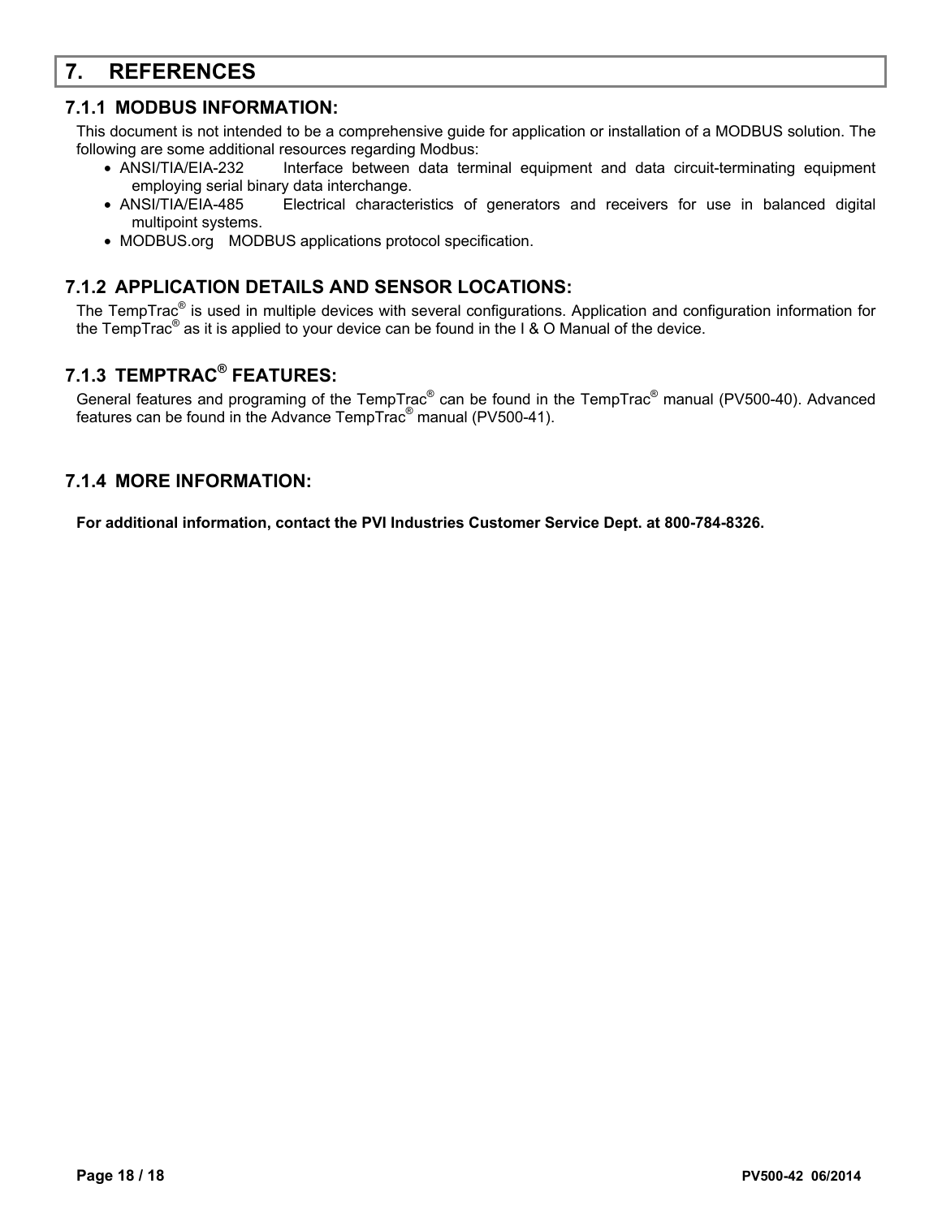# 7. REFERENCES

### 7.1.1 MODBUS INFORMATION:

This document is not intended to be a comprehensive guide for application or installation of a MODBUS solution. The following are some additional resources regarding Modbus:

- ANSI/TIA/EIA-232 Interface between data terminal equipment and data circuit-terminating equipment employing serial binary data interchange.
- ANSI/TIA/EIA-485 Electrical characteristics of generators and receivers for use in balanced digital multipoint systems.
- MODBUS.org MODBUS applications protocol specification.

### 7.1.2 APPLICATION DETAILS AND SENSOR LOCATIONS:

The TempTrac® is used in multiple devices with several configurations. Application and configuration information for the TempTrac® as it is applied to your device can be found in the I & O Manual of the device.

### 7.1.3 TEMPTRAC® FEATURES:

General features and programing of the TempTrac® can be found in the TempTrac® manual (PV500-40). Advanced features can be found in the Advance TempTrac® manual (PV500-41).

### 7.1.4 MORE INFORMATION:

**For additional information, contact the PVI Industries Customer Service Dept. at 800-784-8326.**